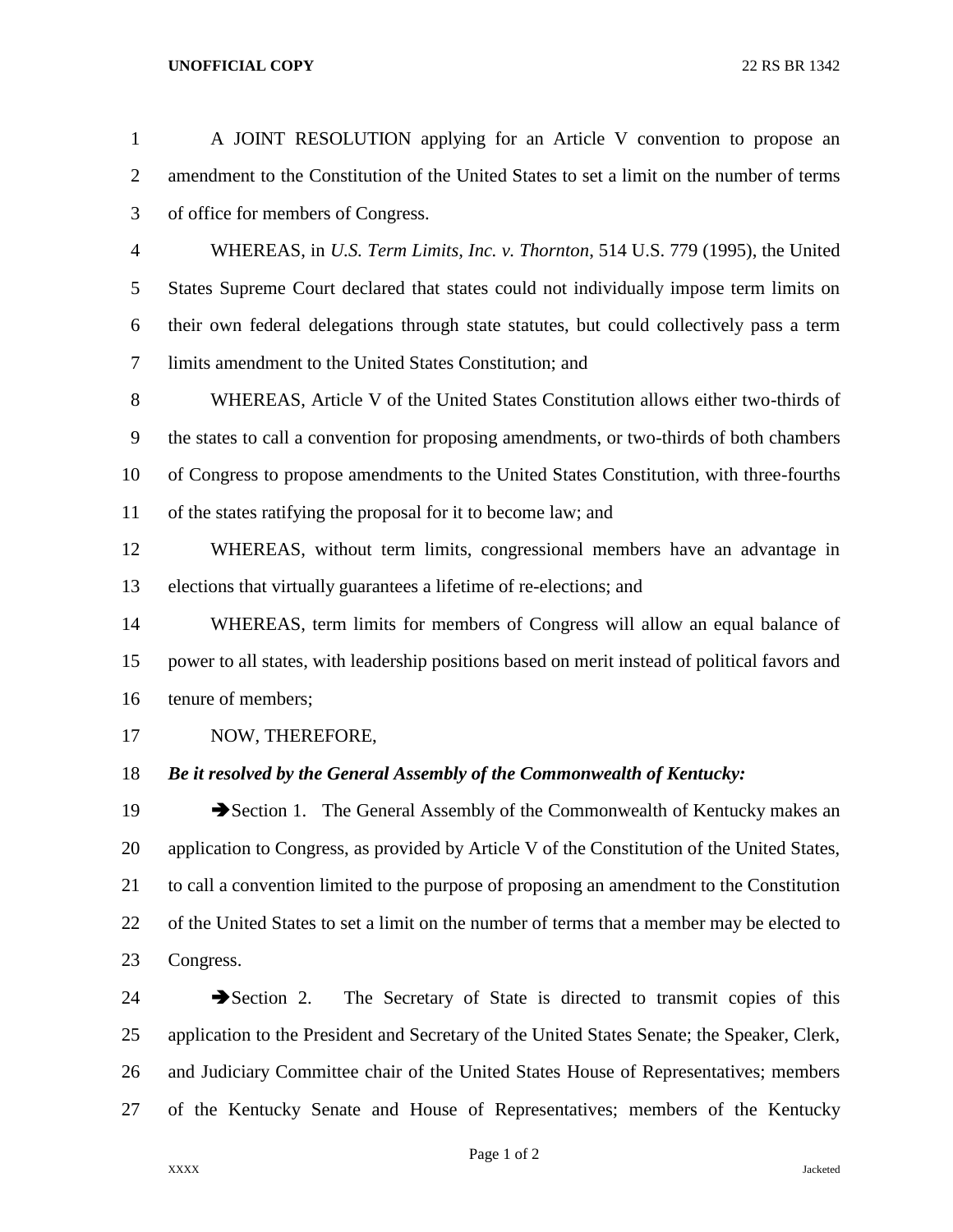A JOINT RESOLUTION applying for an Article V convention to propose an amendment to the Constitution of the United States to set a limit on the number of terms of office for members of Congress.

WHEREAS, in *U.S. Term Limits, Inc. v. Thornton*, 514 U.S. 779 (1995), the United States Supreme Court declared that states could not individually impose term limits on their own federal delegations through state statutes, but could collectively pass a term limits amendment to the United States Constitution; and

WHEREAS, Article V of the United States Constitution allows either two-thirds of the states to call a convention for proposing amendments, or two-thirds of both chambers of Congress to propose amendments to the United States Constitution, with three-fourths of the states ratifying the proposal for it to become law; and

WHEREAS, without term limits, congressional members have an advantage in elections that virtually guarantees a lifetime of re-elections; and

WHEREAS, term limits for members of Congress will allow an equal balance of power to all states, with leadership positions based on merit instead of political favors and tenure of members;

NOW, THEREFORE,

***Be it resolved by the General Assembly of the Commonwealth of Kentucky:***

➔Section 1. The General Assembly of the Commonwealth of Kentucky makes an application to Congress, as provided by Article V of the Constitution of the United States, to call a convention limited to the purpose of proposing an amendment to the Constitution of the United States to set a limit on the number of terms that a member may be elected to Congress.

➔Section 2. The Secretary of State is directed to transmit copies of this application to the President and Secretary of the United States Senate; the Speaker, Clerk, and Judiciary Committee chair of the United States House of Representatives; members of the Kentucky Senate and House of Representatives; members of the Kentucky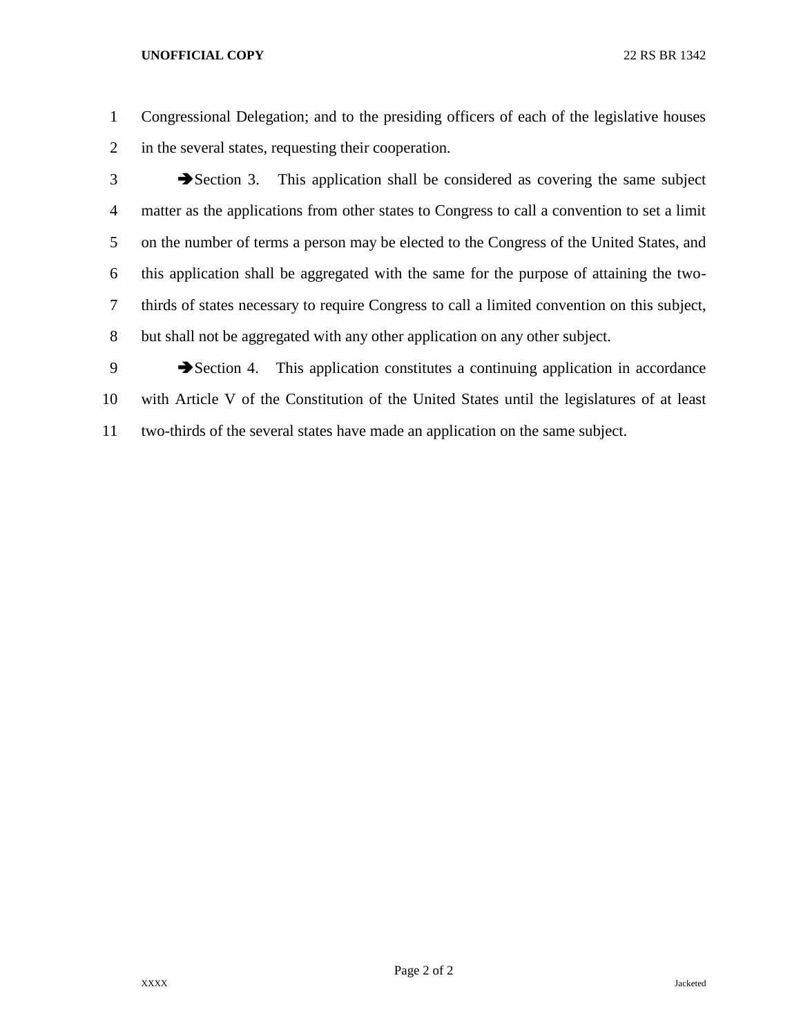Congressional Delegation; and to the presiding officers of each of the legislative houses in the several states, requesting their cooperation.

➔Section 3. This application shall be considered as covering the same subject matter as the applications from other states to Congress to call a convention to set a limit on the number of terms a person may be elected to the Congress of the United States, and this application shall be aggregated with the same for the purpose of attaining the two-thirds of states necessary to require Congress to call a limited convention on this subject, but shall not be aggregated with any other application on any other subject.

➔Section 4. This application constitutes a continuing application in accordance with Article V of the Constitution of the United States until the legislatures of at least two-thirds of the several states have made an application on the same subject.